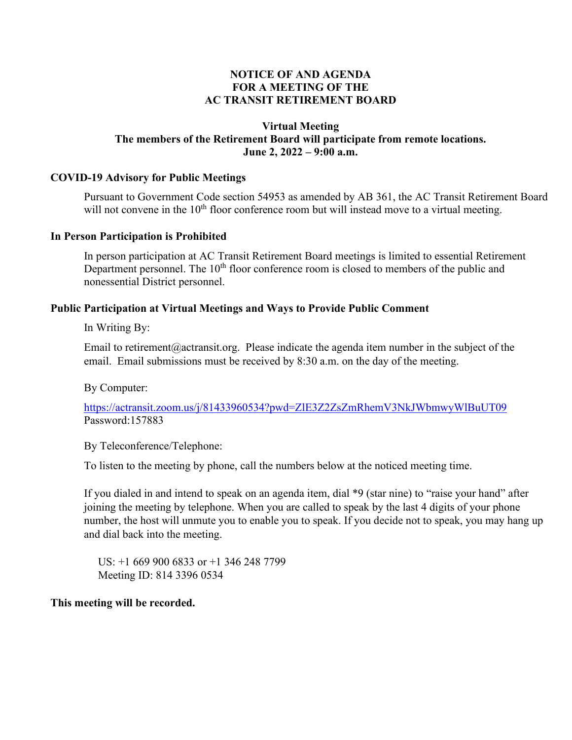# NOTICE OF AND AGENDA FOR A MEETING OF THE AC TRANSIT RETIREMENT BOARD

**Virtual Meeting**
**The members of the Retirement Board will participate from remote locations.**
**June 2, 2022 – 9:00 a.m.**

## COVID-19 Advisory for Public Meetings

Pursuant to Government Code section 54953 as amended by AB 361, the AC Transit Retirement Board will not convene in the 10th floor conference room but will instead move to a virtual meeting.

## In Person Participation is Prohibited

In person participation at AC Transit Retirement Board meetings is limited to essential Retirement Department personnel. The 10th floor conference room is closed to members of the public and nonessential District personnel.

## Public Participation at Virtual Meetings and Ways to Provide Public Comment

In Writing By:

Email to retirement@actransit.org. Please indicate the agenda item number in the subject of the email. Email submissions must be received by 8:30 a.m. on the day of the meeting.

By Computer:

https://actransit.zoom.us/j/81433960534?pwd=ZlE3Z2ZsZmRhemV3NkJWbmwyWlBuUT09
Password:157883

By Teleconference/Telephone:

To listen to the meeting by phone, call the numbers below at the noticed meeting time.

If you dialed in and intend to speak on an agenda item, dial *9 (star nine) to "raise your hand" after joining the meeting by telephone. When you are called to speak by the last 4 digits of your phone number, the host will unmute you to enable you to speak. If you decide not to speak, you may hang up and dial back into the meeting.

US: +1 669 900 6833 or +1 346 248 7799
Meeting ID: 814 3396 0534

**This meeting will be recorded.**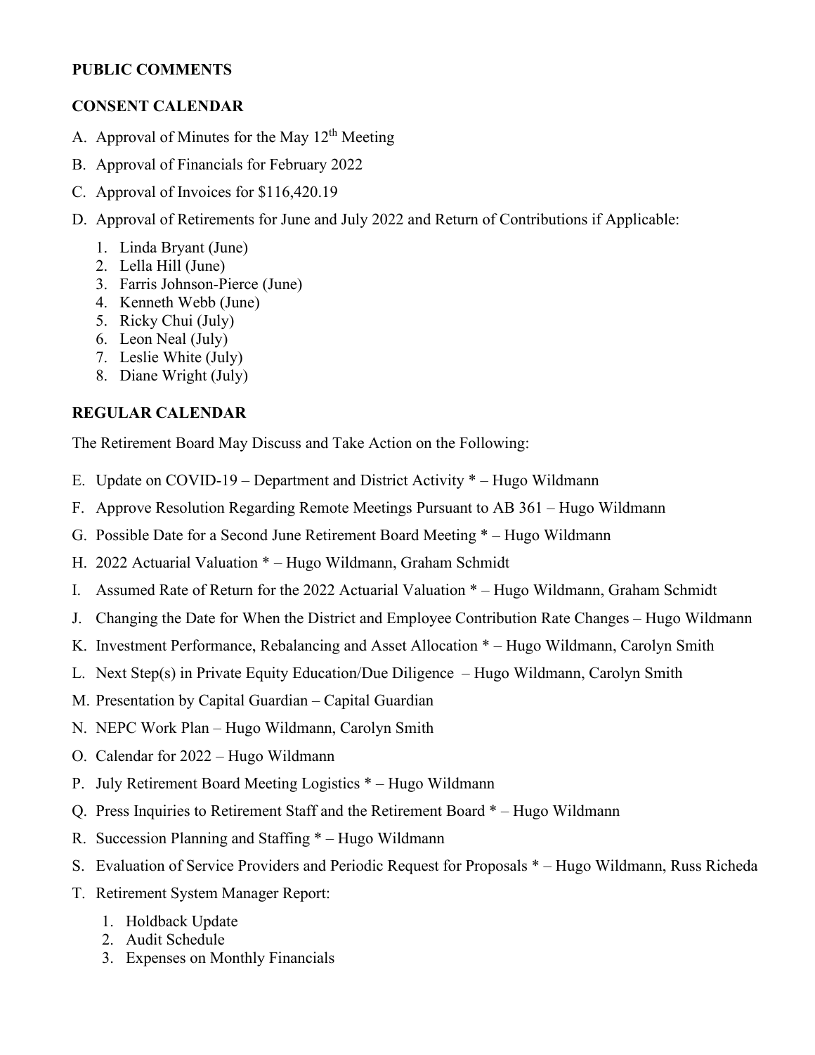**PUBLIC COMMENTS**

**CONSENT CALENDAR**

A. Approval of Minutes for the May 12th Meeting

B. Approval of Financials for February 2022

C. Approval of Invoices for $116,420.19

D. Approval of Retirements for June and July 2022 and Return of Contributions if Applicable:

1. Linda Bryant (June)
2. Lella Hill (June)
3. Farris Johnson-Pierce (June)
4. Kenneth Webb (June)
5. Ricky Chui (July)
6. Leon Neal (July)
7. Leslie White (July)
8. Diane Wright (July)

**REGULAR CALENDAR**

The Retirement Board May Discuss and Take Action on the Following:

E. Update on COVID-19 – Department and District Activity * – Hugo Wildmann

F. Approve Resolution Regarding Remote Meetings Pursuant to AB 361 – Hugo Wildmann

G. Possible Date for a Second June Retirement Board Meeting * – Hugo Wildmann

H. 2022 Actuarial Valuation * – Hugo Wildmann, Graham Schmidt

I. Assumed Rate of Return for the 2022 Actuarial Valuation * – Hugo Wildmann, Graham Schmidt

J. Changing the Date for When the District and Employee Contribution Rate Changes – Hugo Wildmann

K. Investment Performance, Rebalancing and Asset Allocation * – Hugo Wildmann, Carolyn Smith

L. Next Step(s) in Private Equity Education/Due Diligence – Hugo Wildmann, Carolyn Smith

M. Presentation by Capital Guardian – Capital Guardian

N. NEPC Work Plan – Hugo Wildmann, Carolyn Smith

O. Calendar for 2022 – Hugo Wildmann

P. July Retirement Board Meeting Logistics * – Hugo Wildmann

Q. Press Inquiries to Retirement Staff and the Retirement Board * – Hugo Wildmann

R. Succession Planning and Staffing * – Hugo Wildmann

S. Evaluation of Service Providers and Periodic Request for Proposals * – Hugo Wildmann, Russ Richeda

T. Retirement System Manager Report:

1. Holdback Update
2. Audit Schedule
3. Expenses on Monthly Financials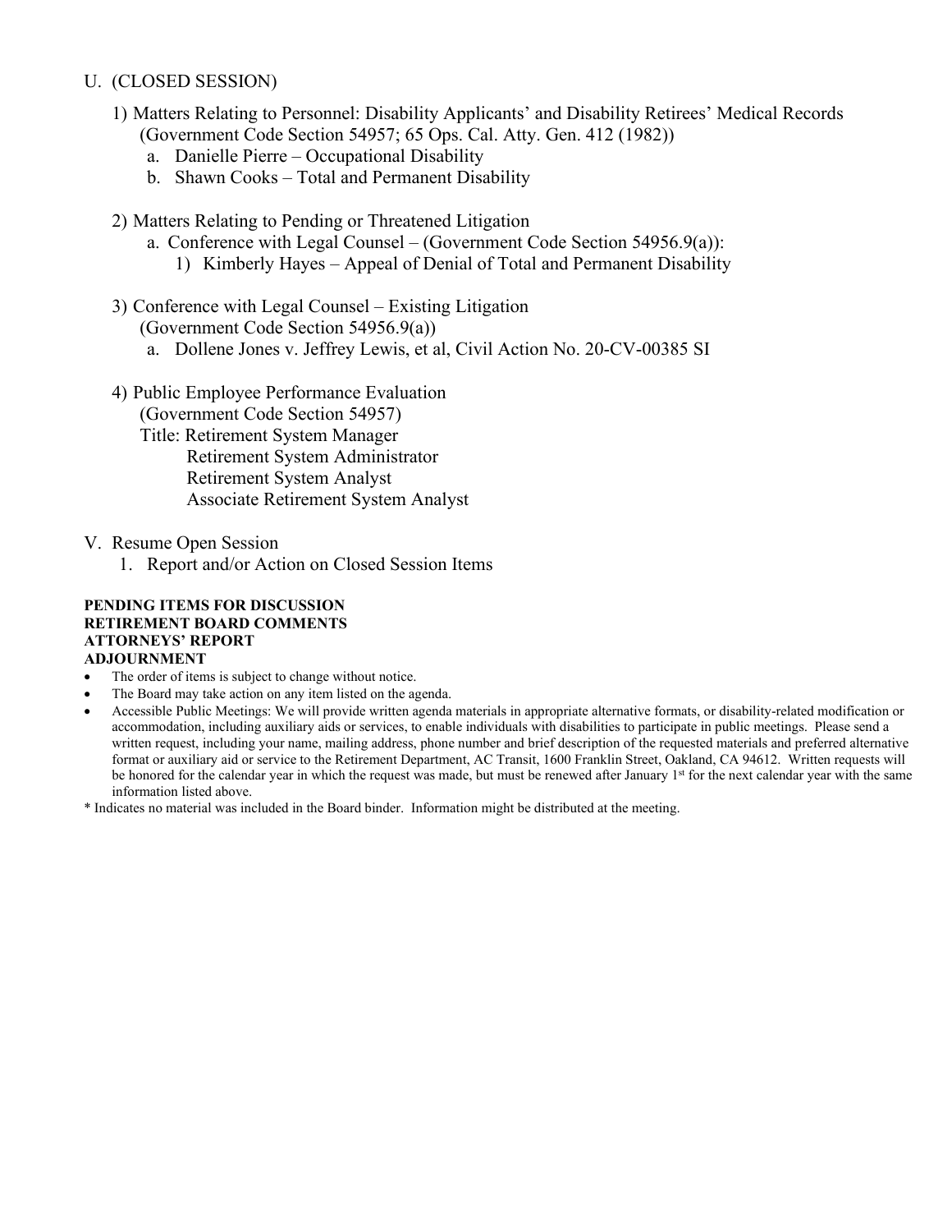U. (CLOSED SESSION)

1) Matters Relating to Personnel: Disability Applicants' and Disability Retirees' Medical Records (Government Code Section 54957; 65 Ops. Cal. Atty. Gen. 412 (1982))
   a. Danielle Pierre – Occupational Disability
   b. Shawn Cooks – Total and Permanent Disability

2) Matters Relating to Pending or Threatened Litigation
   a. Conference with Legal Counsel – (Government Code Section 54956.9(a)):
      1) Kimberly Hayes – Appeal of Denial of Total and Permanent Disability

3) Conference with Legal Counsel – Existing Litigation (Government Code Section 54956.9(a))
   a. Dollene Jones v. Jeffrey Lewis, et al, Civil Action No. 20-CV-00385 SI

4) Public Employee Performance Evaluation (Government Code Section 54957)
   Title: Retirement System Manager
   Retirement System Administrator
   Retirement System Analyst
   Associate Retirement System Analyst

V. Resume Open Session
   1. Report and/or Action on Closed Session Items

**PENDING ITEMS FOR DISCUSSION**
**RETIREMENT BOARD COMMENTS**
**ATTORNEYS' REPORT**
**ADJOURNMENT**

- The order of items is subject to change without notice.
- The Board may take action on any item listed on the agenda.
- Accessible Public Meetings: We will provide written agenda materials in appropriate alternative formats, or disability-related modification or accommodation, including auxiliary aids or services, to enable individuals with disabilities to participate in public meetings. Please send a written request, including your name, mailing address, phone number and brief description of the requested materials and preferred alternative format or auxiliary aid or service to the Retirement Department, AC Transit, 1600 Franklin Street, Oakland, CA 94612. Written requests will be honored for the calendar year in which the request was made, but must be renewed after January 1st for the next calendar year with the same information listed above.

* Indicates no material was included in the Board binder. Information might be distributed at the meeting.